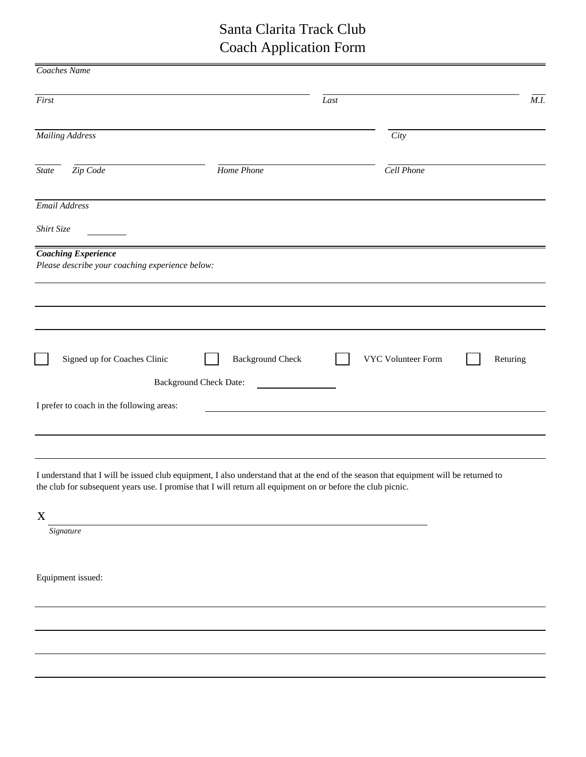# Santa Clarita Track Club
# Coach Application Form

*Coaches Name*

_______________________________________ _______________________________________ ____

*First* *Last* *M.I.*

_______________________________________ _______________________________________

*Mailing Address* *City*

____ ____________ ______________________ ______________________

*State* *Zip Code* *Home Phone* *Cell Phone*

_______________________________________________________________________________

*Email Address*

*Shirt Size* ________

***Coaching Experience***

*Please describe your coaching experience below:*

_______________________________________________________________________________

_______________________________________________________________________________

_______________________________________________________________________________

☐ Signed up for Coaches Clinic ☐ Background Check ☐ VYC Volunteer Form ☐ Returing

Background Check Date: ______________

I prefer to coach in the following areas: ____________________________________________

_______________________________________________________________________________

_______________________________________________________________________________

I understand that I will be issued club equipment, I also understand that at the end of the season that equipment will be returned to the club for subsequent years use. I promise that I will return all equipment on or before the club picnic.

X ____________________________________________________________

*Signature*

Equipment issued:

_______________________________________________________________________________

_______________________________________________________________________________

_______________________________________________________________________________

_______________________________________________________________________________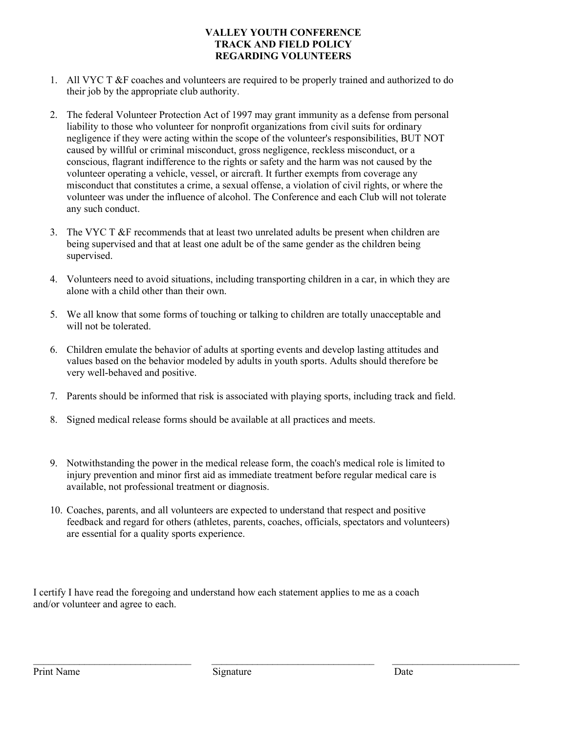# VALLEY YOUTH CONFERENCE
# TRACK AND FIELD POLICY
# REGARDING VOLUNTEERS

1. All VYC T &F coaches and volunteers are required to be properly trained and authorized to do their job by the appropriate club authority.

2. The federal Volunteer Protection Act of 1997 may grant immunity as a defense from personal liability to those who volunteer for nonprofit organizations from civil suits for ordinary negligence if they were acting within the scope of the volunteer's responsibilities, BUT NOT caused by willful or criminal misconduct, gross negligence, reckless misconduct, or a conscious, flagrant indifference to the rights or safety and the harm was not caused by the volunteer operating a vehicle, vessel, or aircraft. It further exempts from coverage any misconduct that constitutes a crime, a sexual offense, a violation of civil rights, or where the volunteer was under the influence of alcohol. The Conference and each Club will not tolerate any such conduct.

3. The VYC T &F recommends that at least two unrelated adults be present when children are being supervised and that at least one adult be of the same gender as the children being supervised.

4. Volunteers need to avoid situations, including transporting children in a car, in which they are alone with a child other than their own.

5. We all know that some forms of touching or talking to children are totally unacceptable and will not be tolerated.

6. Children emulate the behavior of adults at sporting events and develop lasting attitudes and values based on the behavior modeled by adults in youth sports. Adults should therefore be very well-behaved and positive.

7. Parents should be informed that risk is associated with playing sports, including track and field.

8. Signed medical release forms should be available at all practices and meets.

9. Notwithstanding the power in the medical release form, the coach's medical role is limited to injury prevention and minor first aid as immediate treatment before regular medical care is available, not professional treatment or diagnosis.

10. Coaches, parents, and all volunteers are expected to understand that respect and positive feedback and regard for others (athletes, parents, coaches, officials, spectators and volunteers) are essential for a quality sports experience.

I certify I have read the foregoing and understand how each statement applies to me as a coach and/or volunteer and agree to each.

_______________________________ _______________________________ _______________________________

Print Name Signature Date